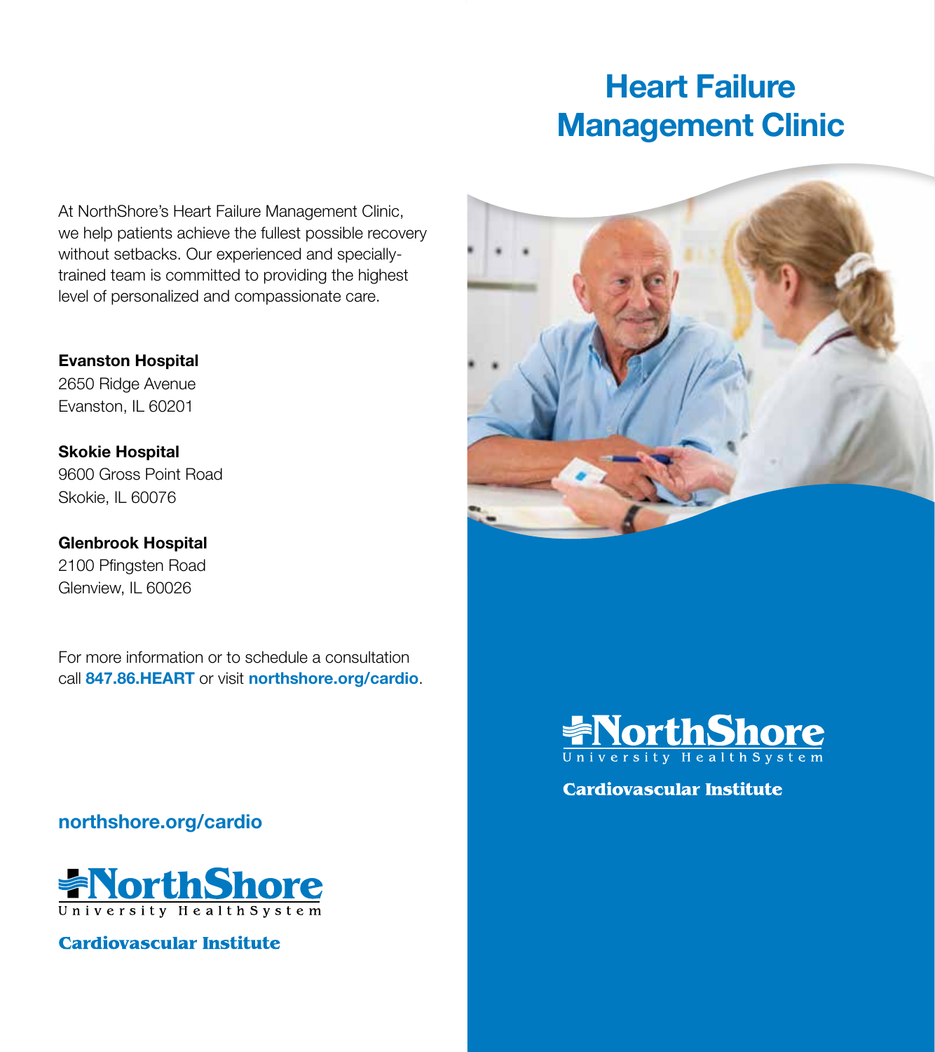# Heart Failure Management Clinic

At NorthShore's Heart Failure Management Clinic, we help patients achieve the fullest possible recovery without setbacks. Our experienced and specially-trained team is committed to providing the highest level of personalized and compassionate care.

**Evanston Hospital**
2650 Ridge Avenue
Evanston, IL 60201

**Skokie Hospital**
9600 Gross Point Road
Skokie, IL 60076

**Glenbrook Hospital**
2100 Pfingsten Road
Glenview, IL 60026

For more information or to schedule a consultation call **847.86.HEART** or visit **northshore.org/cardio**.

**northshore.org/cardio**

NorthShore University HealthSystem

**Cardiovascular Institute**

NorthShore University HealthSystem

**Cardiovascular Institute**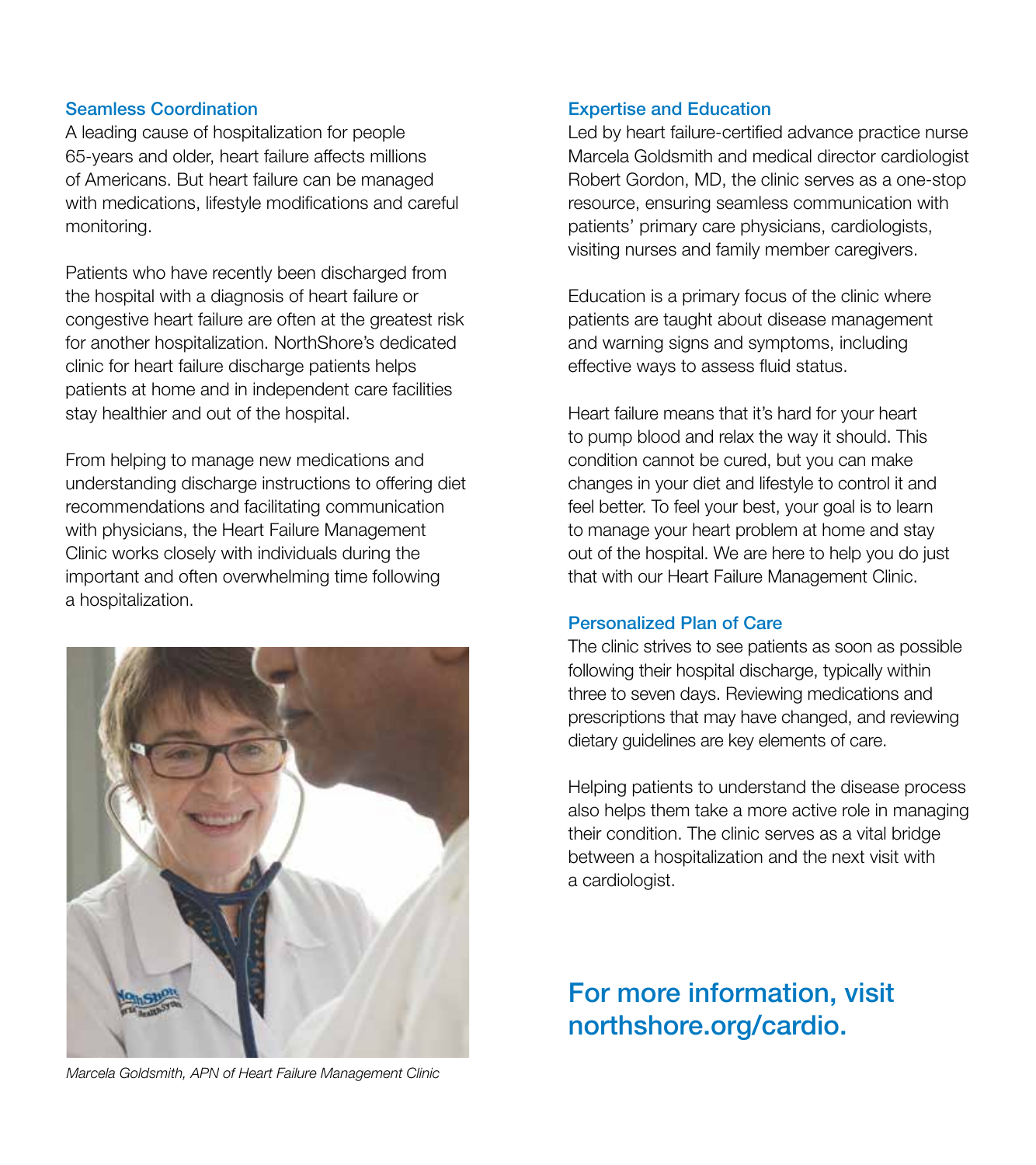## Seamless Coordination

A leading cause of hospitalization for people 65-years and older, heart failure affects millions of Americans. But heart failure can be managed with medications, lifestyle modifications and careful monitoring.

Patients who have recently been discharged from the hospital with a diagnosis of heart failure or congestive heart failure are often at the greatest risk for another hospitalization. NorthShore's dedicated clinic for heart failure discharge patients helps patients at home and in independent care facilities stay healthier and out of the hospital.

From helping to manage new medications and understanding discharge instructions to offering diet recommendations and facilitating communication with physicians, the Heart Failure Management Clinic works closely with individuals during the important and often overwhelming time following a hospitalization.

*Marcela Goldsmith, APN of Heart Failure Management Clinic*

## Expertise and Education

Led by heart failure-certified advance practice nurse Marcela Goldsmith and medical director cardiologist Robert Gordon, MD, the clinic serves as a one-stop resource, ensuring seamless communication with patients' primary care physicians, cardiologists, visiting nurses and family member caregivers.

Education is a primary focus of the clinic where patients are taught about disease management and warning signs and symptoms, including effective ways to assess fluid status.

Heart failure means that it's hard for your heart to pump blood and relax the way it should. This condition cannot be cured, but you can make changes in your diet and lifestyle to control it and feel better. To feel your best, your goal is to learn to manage your heart problem at home and stay out of the hospital. We are here to help you do just that with our Heart Failure Management Clinic.

## Personalized Plan of Care

The clinic strives to see patients as soon as possible following their hospital discharge, typically within three to seven days. Reviewing medications and prescriptions that may have changed, and reviewing dietary guidelines are key elements of care.

Helping patients to understand the disease process also helps them take a more active role in managing their condition. The clinic serves as a vital bridge between a hospitalization and the next visit with a cardiologist.

## For more information, visit northshore.org/cardio.